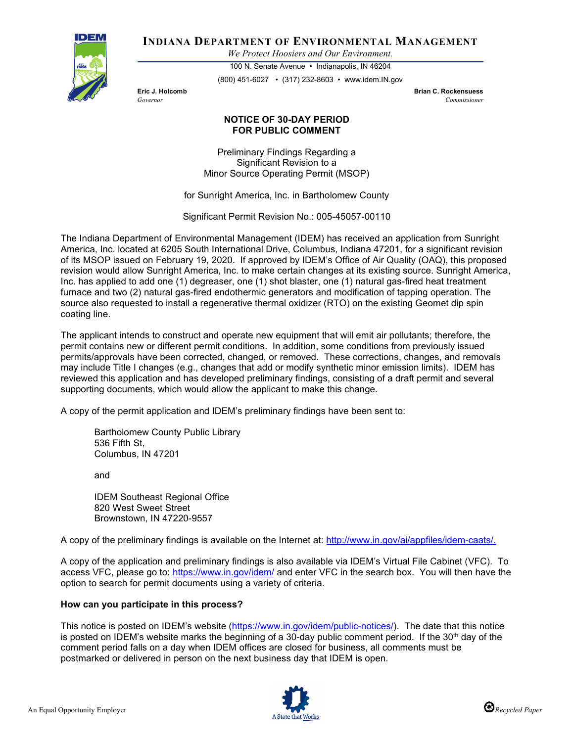# INDIANA DEPARTMENT OF ENVIRONMENTAL MANAGEMENT

*We Protect Hoosiers and Our Environment.*

100 N. Senate Avenue • Indianapolis, IN 46204

(800) 451-6027 • (317) 232-8603 • www.idem.IN.gov

**Eric J. Holcomb**
*Governor*

**Brian C. Rockensuess**
*Commissioner*

## NOTICE OF 30-DAY PERIOD FOR PUBLIC COMMENT

Preliminary Findings Regarding a
Significant Revision to a
Minor Source Operating Permit (MSOP)

for Sunright America, Inc. in Bartholomew County

Significant Permit Revision No.: 005-45057-00110

The Indiana Department of Environmental Management (IDEM) has received an application from Sunright America, Inc. located at 6205 South International Drive, Columbus, Indiana 47201, for a significant revision of its MSOP issued on February 19, 2020. If approved by IDEM's Office of Air Quality (OAQ), this proposed revision would allow Sunright America, Inc. to make certain changes at its existing source. Sunright America, Inc. has applied to add one (1) degreaser, one (1) shot blaster, one (1) natural gas-fired heat treatment furnace and two (2) natural gas-fired endothermic generators and modification of tapping operation. The source also requested to install a regenerative thermal oxidizer (RTO) on the existing Geomet dip spin coating line.

The applicant intends to construct and operate new equipment that will emit air pollutants; therefore, the permit contains new or different permit conditions. In addition, some conditions from previously issued permits/approvals have been corrected, changed, or removed. These corrections, changes, and removals may include Title I changes (e.g., changes that add or modify synthetic minor emission limits). IDEM has reviewed this application and has developed preliminary findings, consisting of a draft permit and several supporting documents, which would allow the applicant to make this change.

A copy of the permit application and IDEM's preliminary findings have been sent to:

Bartholomew County Public Library
536 Fifth St,
Columbus, IN 47201

and

IDEM Southeast Regional Office
820 West Sweet Street
Brownstown, IN 47220-9557

A copy of the preliminary findings is available on the Internet at: http://www.in.gov/ai/appfiles/idem-caats/.

A copy of the application and preliminary findings is also available via IDEM's Virtual File Cabinet (VFC). To access VFC, please go to: https://www.in.gov/idem/ and enter VFC in the search box. You will then have the option to search for permit documents using a variety of criteria.

**How can you participate in this process?**

This notice is posted on IDEM's website (https://www.in.gov/idem/public-notices/). The date that this notice is posted on IDEM's website marks the beginning of a 30-day public comment period. If the 30th day of the comment period falls on a day when IDEM offices are closed for business, all comments must be postmarked or delivered in person on the next business day that IDEM is open.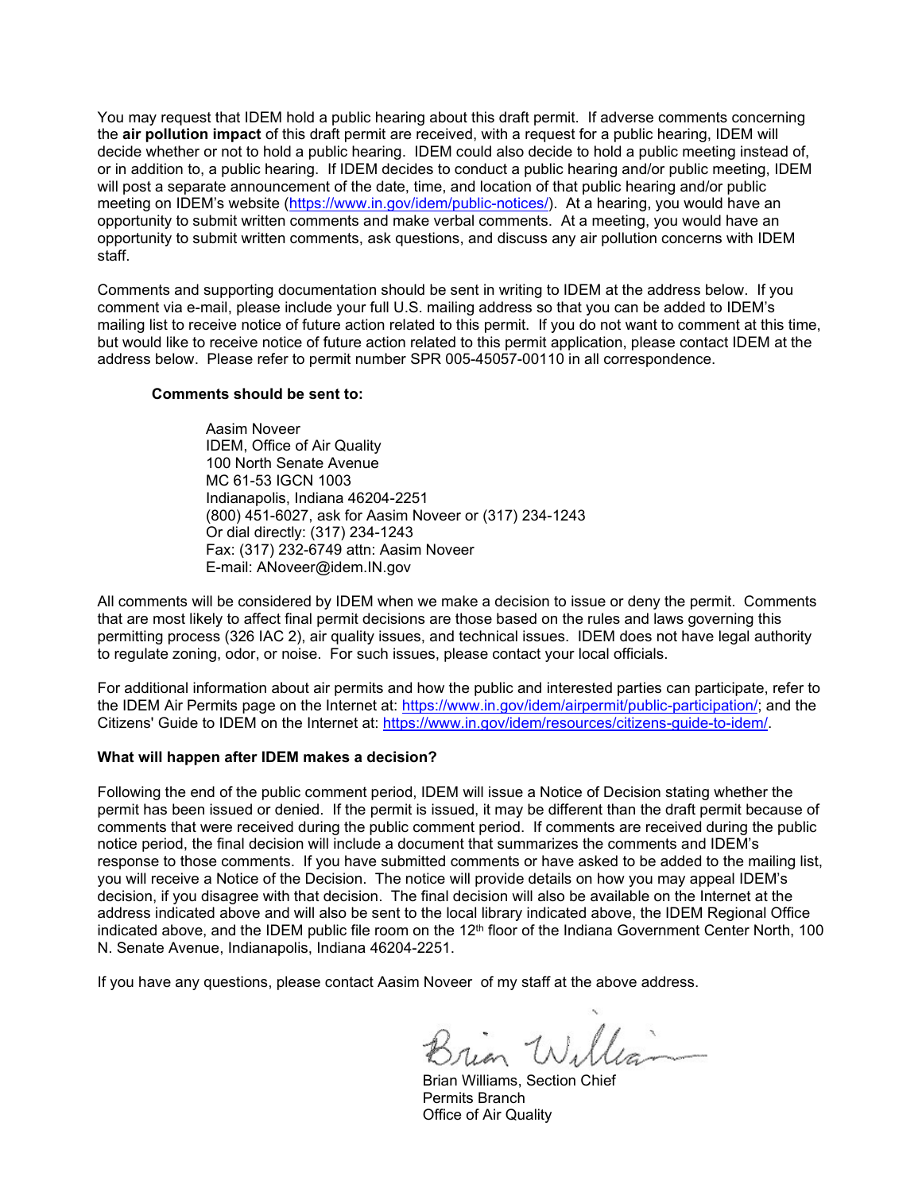You may request that IDEM hold a public hearing about this draft permit. If adverse comments concerning the **air pollution impact** of this draft permit are received, with a request for a public hearing, IDEM will decide whether or not to hold a public hearing. IDEM could also decide to hold a public meeting instead of, or in addition to, a public hearing. If IDEM decides to conduct a public hearing and/or public meeting, IDEM will post a separate announcement of the date, time, and location of that public hearing and/or public meeting on IDEM's website (https://www.in.gov/idem/public-notices/). At a hearing, you would have an opportunity to submit written comments and make verbal comments. At a meeting, you would have an opportunity to submit written comments, ask questions, and discuss any air pollution concerns with IDEM staff.

Comments and supporting documentation should be sent in writing to IDEM at the address below. If you comment via e-mail, please include your full U.S. mailing address so that you can be added to IDEM's mailing list to receive notice of future action related to this permit. If you do not want to comment at this time, but would like to receive notice of future action related to this permit application, please contact IDEM at the address below. Please refer to permit number SPR 005-45057-00110 in all correspondence.

**Comments should be sent to:**

Aasim Noveer
IDEM, Office of Air Quality
100 North Senate Avenue
MC 61-53 IGCN 1003
Indianapolis, Indiana 46204-2251
(800) 451-6027, ask for Aasim Noveer or (317) 234-1243
Or dial directly: (317) 234-1243
Fax: (317) 232-6749 attn: Aasim Noveer
E-mail: ANoveer@idem.IN.gov

All comments will be considered by IDEM when we make a decision to issue or deny the permit. Comments that are most likely to affect final permit decisions are those based on the rules and laws governing this permitting process (326 IAC 2), air quality issues, and technical issues. IDEM does not have legal authority to regulate zoning, odor, or noise. For such issues, please contact your local officials.

For additional information about air permits and how the public and interested parties can participate, refer to the IDEM Air Permits page on the Internet at: https://www.in.gov/idem/airpermit/public-participation/; and the Citizens' Guide to IDEM on the Internet at: https://www.in.gov/idem/resources/citizens-guide-to-idem/.

**What will happen after IDEM makes a decision?**

Following the end of the public comment period, IDEM will issue a Notice of Decision stating whether the permit has been issued or denied. If the permit is issued, it may be different than the draft permit because of comments that were received during the public comment period. If comments are received during the public notice period, the final decision will include a document that summarizes the comments and IDEM's response to those comments. If you have submitted comments or have asked to be added to the mailing list, you will receive a Notice of the Decision. The notice will provide details on how you may appeal IDEM's decision, if you disagree with that decision. The final decision will also be available on the Internet at the address indicated above and will also be sent to the local library indicated above, the IDEM Regional Office indicated above, and the IDEM public file room on the 12th floor of the Indiana Government Center North, 100 N. Senate Avenue, Indianapolis, Indiana 46204-2251.

If you have any questions, please contact Aasim Noveer of my staff at the above address.

Brian Williams, Section Chief
Permits Branch
Office of Air Quality